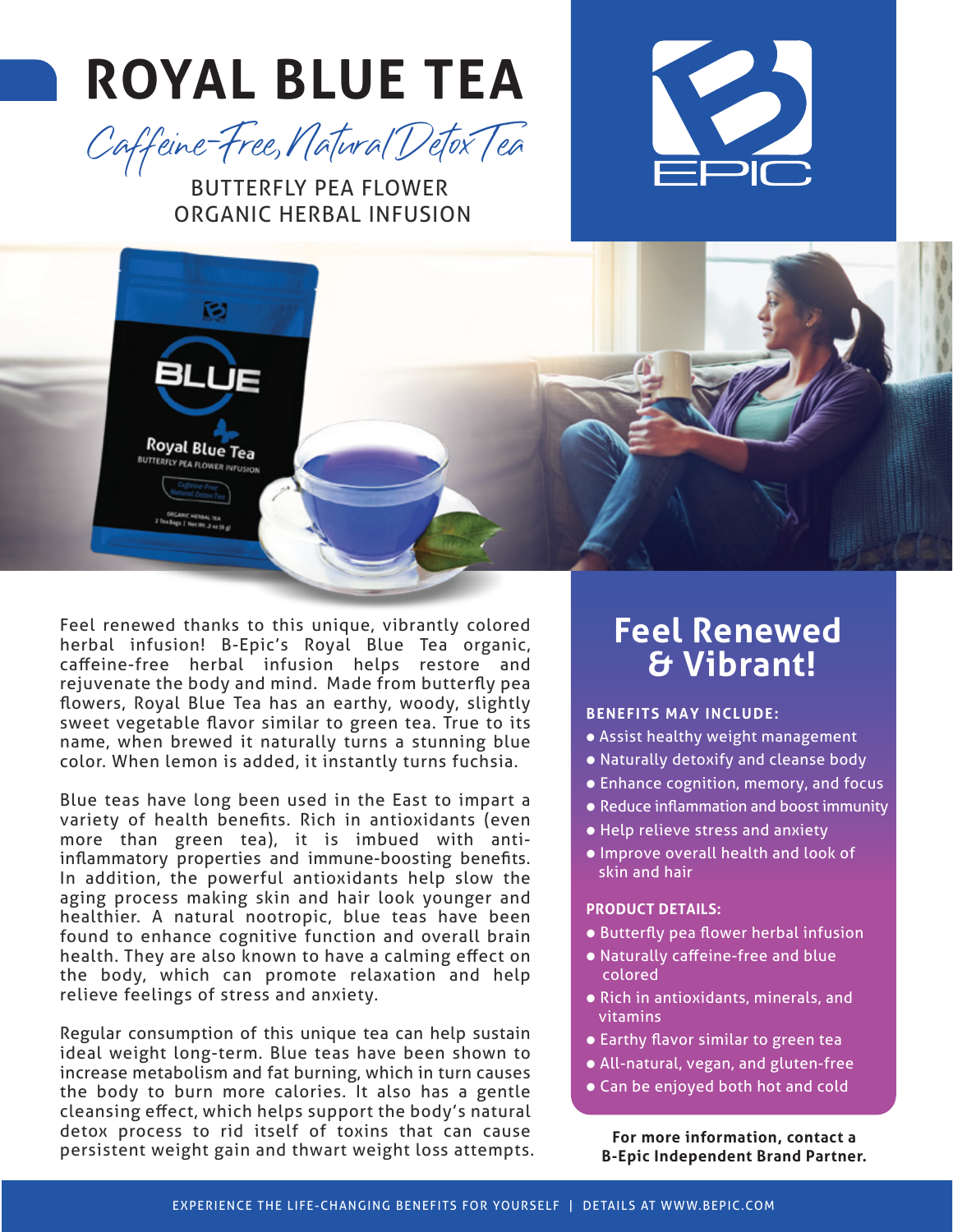# ROYAL BLUE TEA

*Caffeine-Free, Natural Detox Tea*

BUTTERFLY PEA FLOWER
ORGANIC HERBAL INFUSION

Feel renewed thanks to this unique, vibrantly colored herbal infusion! B-Epic's Royal Blue Tea organic, caffeine-free herbal infusion helps restore and rejuvenate the body and mind. Made from butterfly pea flowers, Royal Blue Tea has an earthy, woody, slightly sweet vegetable flavor similar to green tea. True to its name, when brewed it naturally turns a stunning blue color. When lemon is added, it instantly turns fuchsia.

Blue teas have long been used in the East to impart a variety of health benefits. Rich in antioxidants (even more than green tea), it is imbued with anti-inflammatory properties and immune-boosting benefits. In addition, the powerful antioxidants help slow the aging process making skin and hair look younger and healthier. A natural nootropic, blue teas have been found to enhance cognitive function and overall brain health. They are also known to have a calming effect on the body, which can promote relaxation and help relieve feelings of stress and anxiety.

Regular consumption of this unique tea can help sustain ideal weight long-term. Blue teas have been shown to increase metabolism and fat burning, which in turn causes the body to burn more calories. It also has a gentle cleansing effect, which helps support the body's natural detox process to rid itself of toxins that can cause persistent weight gain and thwart weight loss attempts.

## Feel Renewed & Vibrant!

**BENEFITS MAY INCLUDE:**

- Assist healthy weight management
- Naturally detoxify and cleanse body
- Enhance cognition, memory, and focus
- Reduce inflammation and boost immunity
- Help relieve stress and anxiety
- Improve overall health and look of skin and hair

**PRODUCT DETAILS:**

- Butterfly pea flower herbal infusion
- Naturally caffeine-free and blue colored
- Rich in antioxidants, minerals, and vitamins
- Earthy flavor similar to green tea
- All-natural, vegan, and gluten-free
- Can be enjoyed both hot and cold

**For more information, contact a B-Epic Independent Brand Partner.**

EXPERIENCE THE LIFE-CHANGING BENEFITS FOR YOURSELF | DETAILS AT WWW.BEPIC.COM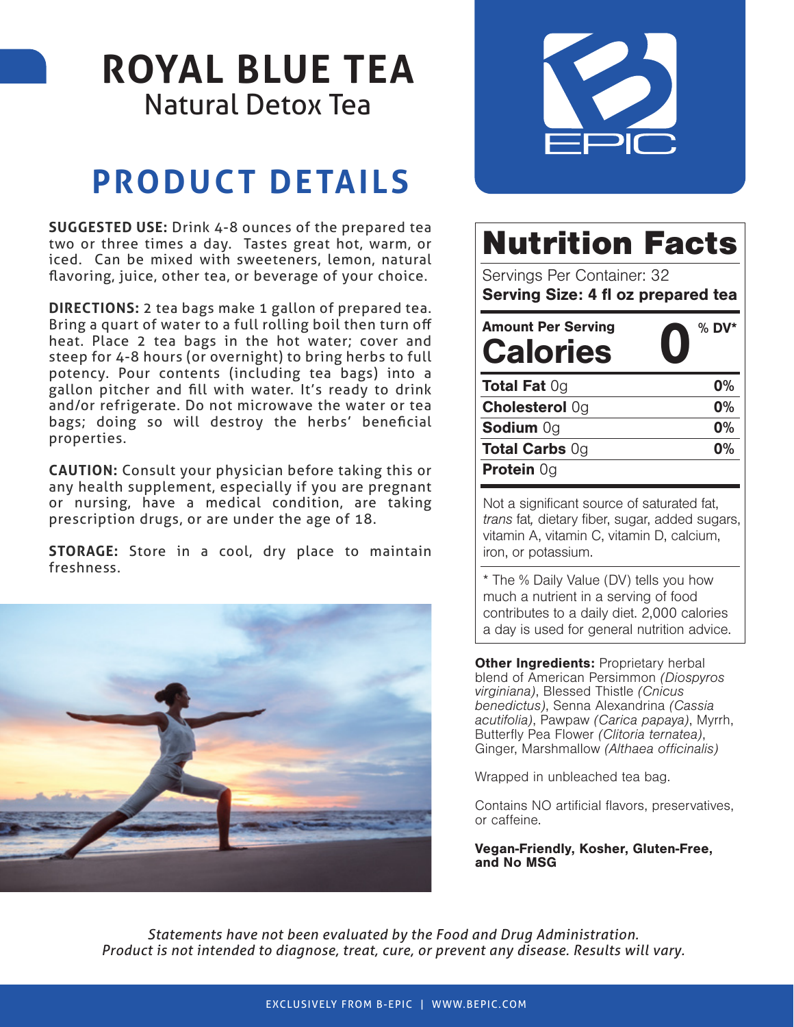# ROYAL BLUE TEA

Natural Detox Tea

## PRODUCT DETAILS

**SUGGESTED USE:** Drink 4-8 ounces of the prepared tea two or three times a day. Tastes great hot, warm, or iced. Can be mixed with sweeteners, lemon, natural flavoring, juice, other tea, or beverage of your choice.

**DIRECTIONS:** 2 tea bags make 1 gallon of prepared tea. Bring a quart of water to a full rolling boil then turn off heat. Place 2 tea bags in the hot water; cover and steep for 4-8 hours (or overnight) to bring herbs to full potency. Pour contents (including tea bags) into a gallon pitcher and fill with water. It's ready to drink and/or refrigerate. Do not microwave the water or tea bags; doing so will destroy the herbs' beneficial properties.

**CAUTION:** Consult your physician before taking this or any health supplement, especially if you are pregnant or nursing, have a medical condition, are taking prescription drugs, or are under the age of 18.

**STORAGE:** Store in a cool, dry place to maintain freshness.

B EPIC

## Nutrition Facts

Servings Per Container: 32

**Serving Size: 4 fl oz prepared tea**

**Amount Per Serving**

**Calories 0** — % DV*

| | |
|---|---|
| **Total Fat** 0g | 0% |
| **Cholesterol** 0g | 0% |
| **Sodium** 0g | 0% |
| **Total Carbs** 0g | 0% |
| **Protein** 0g | |

Not a significant source of saturated fat, *trans* fat, dietary fiber, sugar, added sugars, vitamin A, vitamin C, vitamin D, calcium, iron, or potassium.

* The % Daily Value (DV) tells you how much a nutrient in a serving of food contributes to a daily diet. 2,000 calories a day is used for general nutrition advice.

**Other Ingredients:** Proprietary herbal blend of American Persimmon *(Diospyros virginiana)*, Blessed Thistle *(Cnicus benedictus)*, Senna Alexandrina *(Cassia acutifolia)*, Pawpaw *(Carica papaya)*, Myrrh, Butterfly Pea Flower *(Clitoria ternatea)*, Ginger, Marshmallow *(Althaea officinalis)*

Wrapped in unbleached tea bag.

Contains NO artificial flavors, preservatives, or caffeine.

**Vegan-Friendly, Kosher, Gluten-Free, and No MSG**

*Statements have not been evaluated by the Food and Drug Administration. Product is not intended to diagnose, treat, cure, or prevent any disease. Results will vary.*

EXCLUSIVELY FROM B-EPIC | WWW.BEPIC.COM